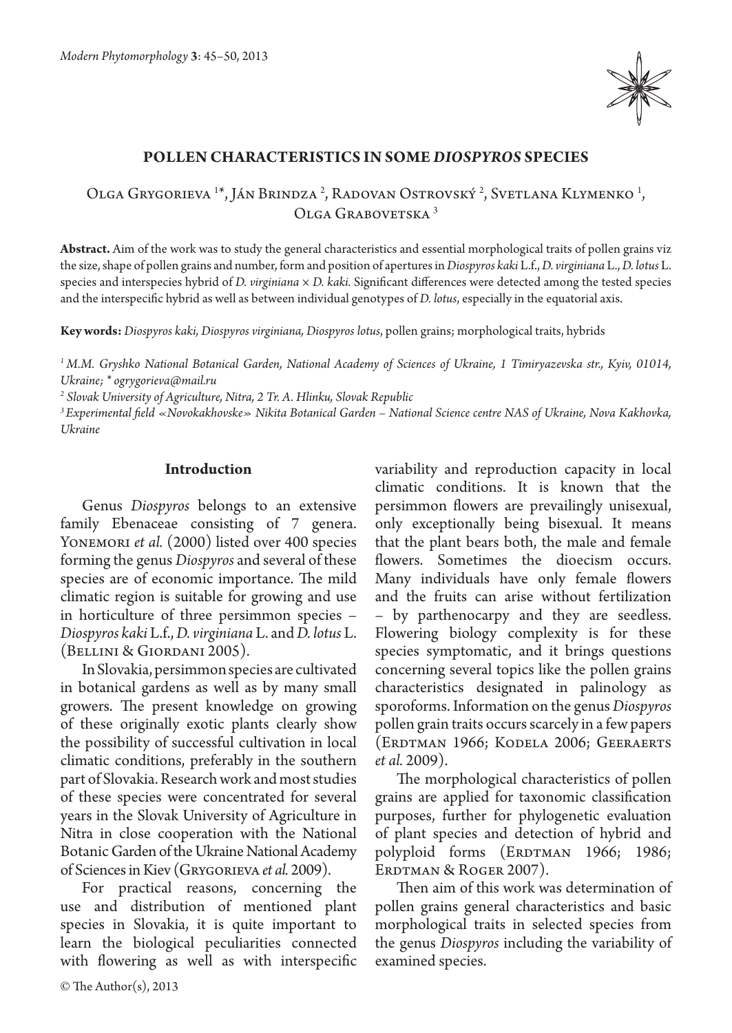# POLLEN CHARACTERISTICS IN SOME *DIOSPYROS* SPECIES

Olga Grygorieva [1]*, Ján Brindza [2], Radovan Ostrovský [2], Svetlana Klymenko [1], Olga Grabovetska [3]

**Abstract.** Aim of the work was to study the general characteristics and essential morphological traits of pollen grains viz the size, shape of pollen grains and number, form and position of apertures in *Diospyros kaki* L.f., *D. virginiana* L., *D. lotus* L. species and interspecies hybrid of *D. virginiana* × *D. kaki.* Significant differences were detected among the tested species and the interspecific hybrid as well as between individual genotypes of *D. lotus*, especially in the equatorial axis.

**Key words:** *Diospyros kaki, Diospyros virginiana, Diospyros lotus*, pollen grains; morphological traits, hybrids

[1] *M.M. Gryshko National Botanical Garden, National Academy of Sciences of Ukraine, 1 Timiryazevska str., Kyiv, 01014, Ukraine; * ogrygorieva@mail.ru*

[2] *Slovak University of Agriculture, Nitra, 2 Tr. A. Hlinku, Slovak Republic*

[3] *Experimental field «Novokakhovske» Nikita Botanical Garden – National Science centre NAS of Ukraine, Nova Kakhovka, Ukraine*

## Introduction

Genus *Diospyros* belongs to an extensive family Ebenaceae consisting of 7 genera. Yonemori *et al.* (2000) listed over 400 species forming the genus *Diospyros* and several of these species are of economic importance. The mild climatic region is suitable for growing and use in horticulture of three persimmon species – *Diospyros kaki* L.f., *D. virginiana* L. and *D. lotus* L. (Bellini & Giordani 2005).

In Slovakia, persimmon species are cultivated in botanical gardens as well as by many small growers. The present knowledge on growing of these originally exotic plants clearly show the possibility of successful cultivation in local climatic conditions, preferably in the southern part of Slovakia. Research work and most studies of these species were concentrated for several years in the Slovak University of Agriculture in Nitra in close cooperation with the National Botanic Garden of the Ukraine National Academy of Sciences in Kiev (Grygorieva *et al.* 2009).

For practical reasons, concerning the use and distribution of mentioned plant species in Slovakia, it is quite important to learn the biological peculiarities connected with flowering as well as with interspecific variability and reproduction capacity in local climatic conditions. It is known that the persimmon flowers are prevailingly unisexual, only exceptionally being bisexual. It means that the plant bears both, the male and female flowers. Sometimes the dioecism occurs. Many individuals have only female flowers and the fruits can arise without fertilization – by parthenocarpy and they are seedless. Flowering biology complexity is for these species symptomatic, and it brings questions concerning several topics like the pollen grains characteristics designated in palinology as sporoforms. Information on the genus *Diospyros* pollen grain traits occurs scarcely in a few papers (Erdtman 1966; Kodela 2006; Geeraerts *et al.* 2009).

The morphological characteristics of pollen grains are applied for taxonomic classification purposes, further for phylogenetic evaluation of plant species and detection of hybrid and polyploid forms (Erdtman 1966; 1986; Erdtman & Roger 2007).

Then aim of this work was determination of pollen grains general characteristics and basic morphological traits in selected species from the genus *Diospyros* including the variability of examined species.

© The Author(s), 2013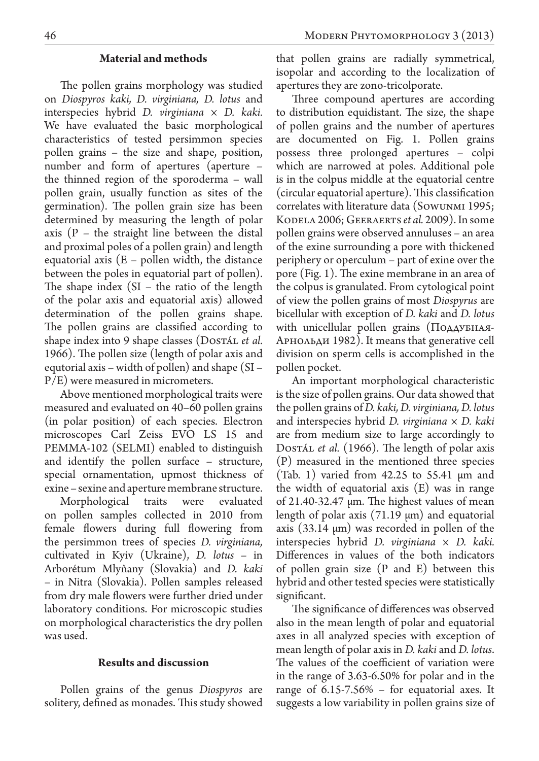## Material and methods

The pollen grains morphology was studied on *Diospyros kaki, D. virginiana, D. lotus* and interspecies hybrid *D. virginiana* × *D. kaki.* We have evaluated the basic morphological characteristics of tested persimmon species pollen grains – the size and shape, position, number and form of apertures (aperture – the thinned region of the sporoderma – wall pollen grain, usually function as sites of the germination). The pollen grain size has been determined by measuring the length of polar axis (P – the straight line between the distal and proximal poles of a pollen grain) and length equatorial axis (E – pollen width, the distance between the poles in equatorial part of pollen). The shape index (SI – the ratio of the length of the polar axis and equatorial axis) allowed determination of the pollen grains shape. The pollen grains are classified according to shape index into 9 shape classes (Dostál *et al.* 1966). The pollen size (length of polar axis and equtorial axis – width of pollen) and shape (SI – P/E) were measured in micrometers.

Above mentioned morphological traits were measured and evaluated on 40–60 pollen grains (in polar position) of each species. Electron microscopes Carl Zeiss EVO LS 15 and PEMMA-102 (SELMI) enabled to distinguish and identify the pollen surface – structure, special ornamentation, upmost thickness of exine – sexine and aperture membrane structure.

Morphological traits were evaluated on pollen samples collected in 2010 from female flowers during full flowering from the persimmon trees of species *D. virginiana,* cultivated in Kyiv (Ukraine), *D. lotus* – in Arborétum Mlyňany (Slovakia) and *D. kaki* – in Nitra (Slovakia). Pollen samples released from dry male flowers were further dried under laboratory conditions. For microscopic studies on morphological characteristics the dry pollen was used.

## Results and discussion

Pollen grains of the genus *Diospyros* are solitery, defined as monades. This study showed that pollen grains are radially symmetrical, isopolar and according to the localization of apertures they are zono-tricolporate.

Three compound apertures are according to distribution equidistant. The size, the shape of pollen grains and the number of apertures are documented on Fig. 1. Pollen grains possess three prolonged apertures – colpi which are narrowed at poles. Additional pole is in the colpus middle at the equatorial centre (circular equatorial aperture). This classification correlates with literature data (Sowunmi 1995; Kodela 2006; Geeraerts *et al.* 2009). In some pollen grains were observed annuluses – an area of the exine surrounding a pore with thickened periphery or operculum – part of exine over the pore (Fig. 1). The exine membrane in an area of the colpus is granulated. From cytological point of view the pollen grains of most *Diospyrus* are bicellular with exception of *D. kaki* and *D. lotus* with unicellular pollen grains (Поддубная-Арнольди 1982). It means that generative cell division on sperm cells is accomplished in the pollen pocket.

An important morphological characteristic is the size of pollen grains. Our data showed that the pollen grains of *D. kaki, D. virginiana, D. lotus* and interspecies hybrid *D. virginiana* × *D. kaki* are from medium size to large accordingly to Dostál *et al.* (1966). The length of polar axis (P) measured in the mentioned three species (Tab. 1) varied from 42.25 to 55.41 μm and the width of equatorial axis (E) was in range of 21.40-32.47 μm. The highest values of mean length of polar axis (71.19 μm) and equatorial axis (33.14 μm) was recorded in pollen of the interspecies hybrid *D. virginiana* × *D. kaki.* Differences in values of the both indicators of pollen grain size (P and E) between this hybrid and other tested species were statistically significant.

The significance of differences was observed also in the mean length of polar and equatorial axes in all analyzed species with exception of mean length of polar axis in *D. kaki* and *D. lotus*. The values of the coefficient of variation were in the range of 3.63-6.50% for polar and in the range of 6.15-7.56% – for equatorial axes. It suggests a low variability in pollen grains size of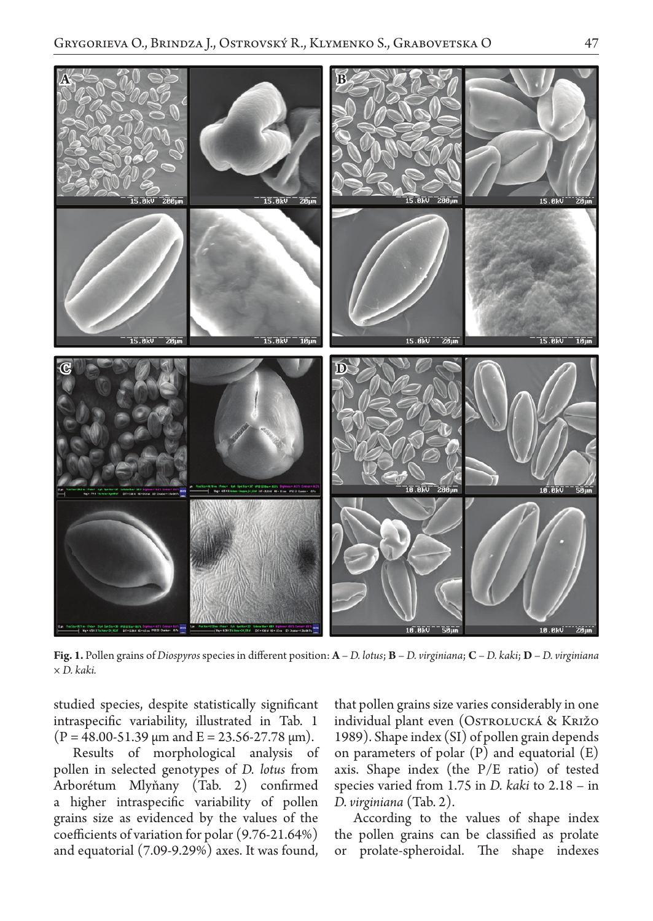**Fig. 1.** Pollen grains of *Diospyros* species in different position: **A** – *D. lotus*; **B** – *D. virginiana*; **C** – *D. kaki*; **D** – *D. virginiana* × *D. kaki.*

studied species, despite statistically significant intraspecific variability, illustrated in Tab. 1 (P = 48.00-51.39 μm and E = 23.56-27.78 μm).

Results of morphological analysis of pollen in selected genotypes of *D. lotus* from Arborétum Mlyňany (Tab. 2) confirmed a higher intraspecific variability of pollen grains size as evidenced by the values of the coefficients of variation for polar (9.76-21.64%) and equatorial (7.09-9.29%) axes. It was found, that pollen grains size varies considerably in one individual plant even (Ostrolucká & Križo 1989). Shape index (SI) of pollen grain depends on parameters of polar (P) and equatorial (E) axis. Shape index (the P/E ratio) of tested species varied from 1.75 in *D. kaki* to 2.18 – in *D. virginiana* (Tab. 2).

According to the values of shape index the pollen grains can be classified as prolate or prolate-spheroidal. The shape indexes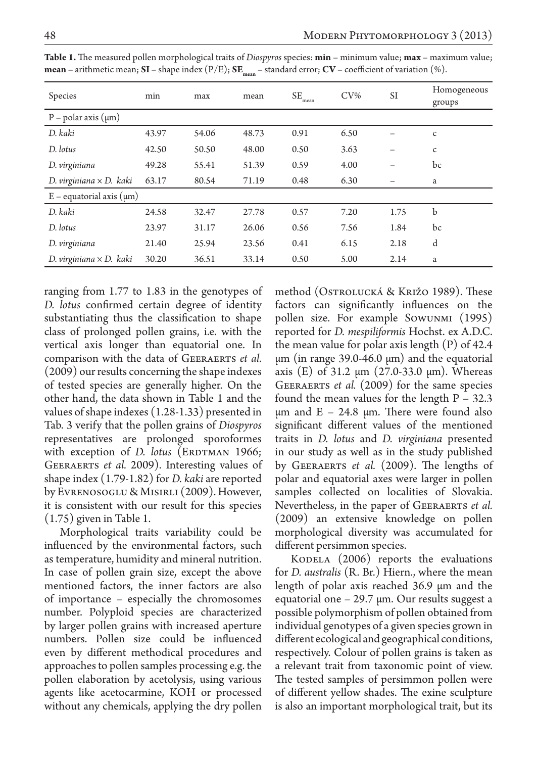**Table 1.** The measured pollen morphological traits of *Diospyros* species: **min** – minimum value; **max** – maximum value; **mean** – arithmetic mean; **SI** – shape index (P/E); $SE_{mean}$ – standard error; **CV** – coefficient of variation (%).

| Species | min | max | mean | $SE_{mean}$ | CV% | SI | Homogeneous groups |
|---|---|---|---|---|---|---|---|
| P – polar axis (μm) | | | | | | | |
| *D. kaki* | 43.97 | 54.06 | 48.73 | 0.91 | 6.50 | – | c |
| *D. lotus* | 42.50 | 50.50 | 48.00 | 0.50 | 3.63 | – | c |
| *D. virginiana* | 49.28 | 55.41 | 51.39 | 0.59 | 4.00 | – | bc |
| *D. virginiana* × *D. kaki* | 63.17 | 80.54 | 71.19 | 0.48 | 6.30 | – | a |
| E – equatorial axis (μm) | | | | | | | |
| *D. kaki* | 24.58 | 32.47 | 27.78 | 0.57 | 7.20 | 1.75 | b |
| *D. lotus* | 23.97 | 31.17 | 26.06 | 0.56 | 7.56 | 1.84 | bc |
| *D. virginiana* | 21.40 | 25.94 | 23.56 | 0.41 | 6.15 | 2.18 | d |
| *D. virginiana* × *D. kaki* | 30.20 | 36.51 | 33.14 | 0.50 | 5.00 | 2.14 | a |

ranging from 1.77 to 1.83 in the genotypes of *D. lotus* confirmed certain degree of identity substantiating thus the classification to shape class of prolonged pollen grains, i.e. with the vertical axis longer than equatorial one. In comparison with the data of Geeraerts *et al.* (2009) our results concerning the shape indexes of tested species are generally higher. On the other hand, the data shown in Table 1 and the values of shape indexes (1.28-1.33) presented in Tab. 3 verify that the pollen grains of *Diospyros* representatives are prolonged sporoformes with exception of *D. lotus* (Erdtman 1966; Geeraerts *et al.* 2009). Interesting values of shape index (1.79-1.82) for *D. kaki* are reported by Evrenosoglu & Misirli (2009). However, it is consistent with our result for this species (1.75) given in Table 1.

Morphological traits variability could be influenced by the environmental factors, such as temperature, humidity and mineral nutrition. In case of pollen grain size, except the above mentioned factors, the inner factors are also of importance – especially the chromosomes number. Polyploid species are characterized by larger pollen grains with increased aperture numbers. Pollen size could be influenced even by different methodical procedures and approaches to pollen samples processing e.g. the pollen elaboration by acetolysis, using various agents like acetocarmine, KOH or processed without any chemicals, applying the dry pollen method (Ostrolucká & Križo 1989). These factors can significantly influences on the pollen size. For example Sowunmi (1995) reported for *D. mespiliformis* Hochst. ex A.D.C. the mean value for polar axis length (P) of 42.4 μm (in range 39.0-46.0 μm) and the equatorial axis (E) of 31.2 μm (27.0-33.0 μm). Whereas Geeraerts *et al.* (2009) for the same species found the mean values for the length P – 32.3 μm and E – 24.8 μm. There were found also significant different values of the mentioned traits in *D. lotus* and *D. virginiana* presented in our study as well as in the study published by Geeraerts *et al.* (2009). The lengths of polar and equatorial axes were larger in pollen samples collected on localities of Slovakia. Nevertheless, in the paper of Geeraerts *et al.* (2009) an extensive knowledge on pollen morphological diversity was accumulated for different persimmon species.

Kodela (2006) reports the evaluations for *D. australis* (R. Br.) Hiern., where the mean length of polar axis reached 36.9 μm and the equatorial one – 29.7 μm. Our results suggest a possible polymorphism of pollen obtained from individual genotypes of a given species grown in different ecological and geographical conditions, respectively. Colour of pollen grains is taken as a relevant trait from taxonomic point of view. The tested samples of persimmon pollen were of different yellow shades. The exine sculpture is also an important morphological trait, but its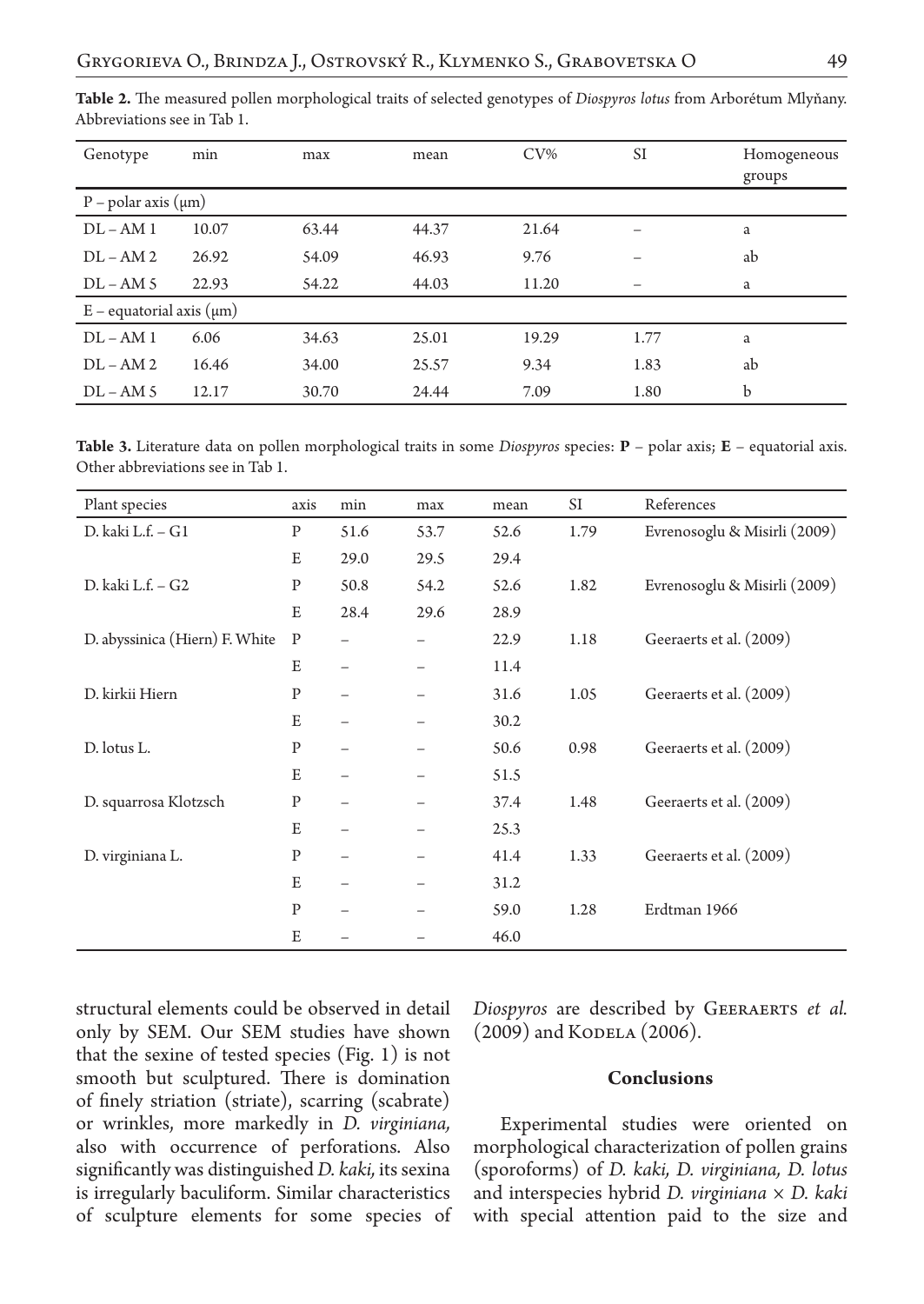**Table 2.** The measured pollen morphological traits of selected genotypes of *Diospyros lotus* from Arborétum Mlyňany. Abbreviations see in Tab 1.

| Genotype | min | max | mean | CV% | SI | Homogeneous groups |
|---|---|---|---|---|---|---|
| P – polar axis (μm) | | | | | | |
| DL – AM 1 | 10.07 | 63.44 | 44.37 | 21.64 | – | a |
| DL – AM 2 | 26.92 | 54.09 | 46.93 | 9.76 | – | ab |
| DL – AM 5 | 22.93 | 54.22 | 44.03 | 11.20 | – | a |
| E – equatorial axis (μm) | | | | | | |
| DL – AM 1 | 6.06 | 34.63 | 25.01 | 19.29 | 1.77 | a |
| DL – AM 2 | 16.46 | 34.00 | 25.57 | 9.34 | 1.83 | ab |
| DL – AM 5 | 12.17 | 30.70 | 24.44 | 7.09 | 1.80 | b |

**Table 3.** Literature data on pollen morphological traits in some *Diospyros* species: **P** – polar axis; **E** – equatorial axis. Other abbreviations see in Tab 1.

| Plant species | axis | min | max | mean | SI | References |
|---|---|---|---|---|---|---|
| D. kaki L.f. – G1 | P | 51.6 | 53.7 | 52.6 | 1.79 | Evrenosoglu & Misirli (2009) |
| | E | 29.0 | 29.5 | 29.4 | | |
| D. kaki L.f. – G2 | P | 50.8 | 54.2 | 52.6 | 1.82 | Evrenosoglu & Misirli (2009) |
| | E | 28.4 | 29.6 | 28.9 | | |
| D. abyssinica (Hiern) F. White | P | – | – | 22.9 | 1.18 | Geeraerts et al. (2009) |
| | E | – | – | 11.4 | | |
| D. kirkii Hiern | P | – | – | 31.6 | 1.05 | Geeraerts et al. (2009) |
| | E | – | – | 30.2 | | |
| D. lotus L. | P | – | – | 50.6 | 0.98 | Geeraerts et al. (2009) |
| | E | – | – | 51.5 | | |
| D. squarrosa Klotzsch | P | – | – | 37.4 | 1.48 | Geeraerts et al. (2009) |
| | E | – | – | 25.3 | | |
| D. virginiana L. | P | – | – | 41.4 | 1.33 | Geeraerts et al. (2009) |
| | E | – | – | 31.2 | | |
| | P | – | – | 59.0 | 1.28 | Erdtman 1966 |
| | E | – | – | 46.0 | | |

structural elements could be observed in detail only by SEM. Our SEM studies have shown that the sexine of tested species (Fig. 1) is not smooth but sculptured. There is domination of finely striation (striate), scarring (scabrate) or wrinkles, more markedly in *D. virginiana,* also with occurrence of perforations. Also significantly was distinguished *D. kaki,* its sexina is irregularly baculiform. Similar characteristics of sculpture elements for some species of *Diospyros* are described by Geeraerts *et al.* (2009) and Kodela (2006).

## Conclusions

Experimental studies were oriented on morphological characterization of pollen grains (sporoforms) of *D. kaki, D. virginiana, D. lotus* and interspecies hybrid *D. virginiana* × *D. kaki* with special attention paid to the size and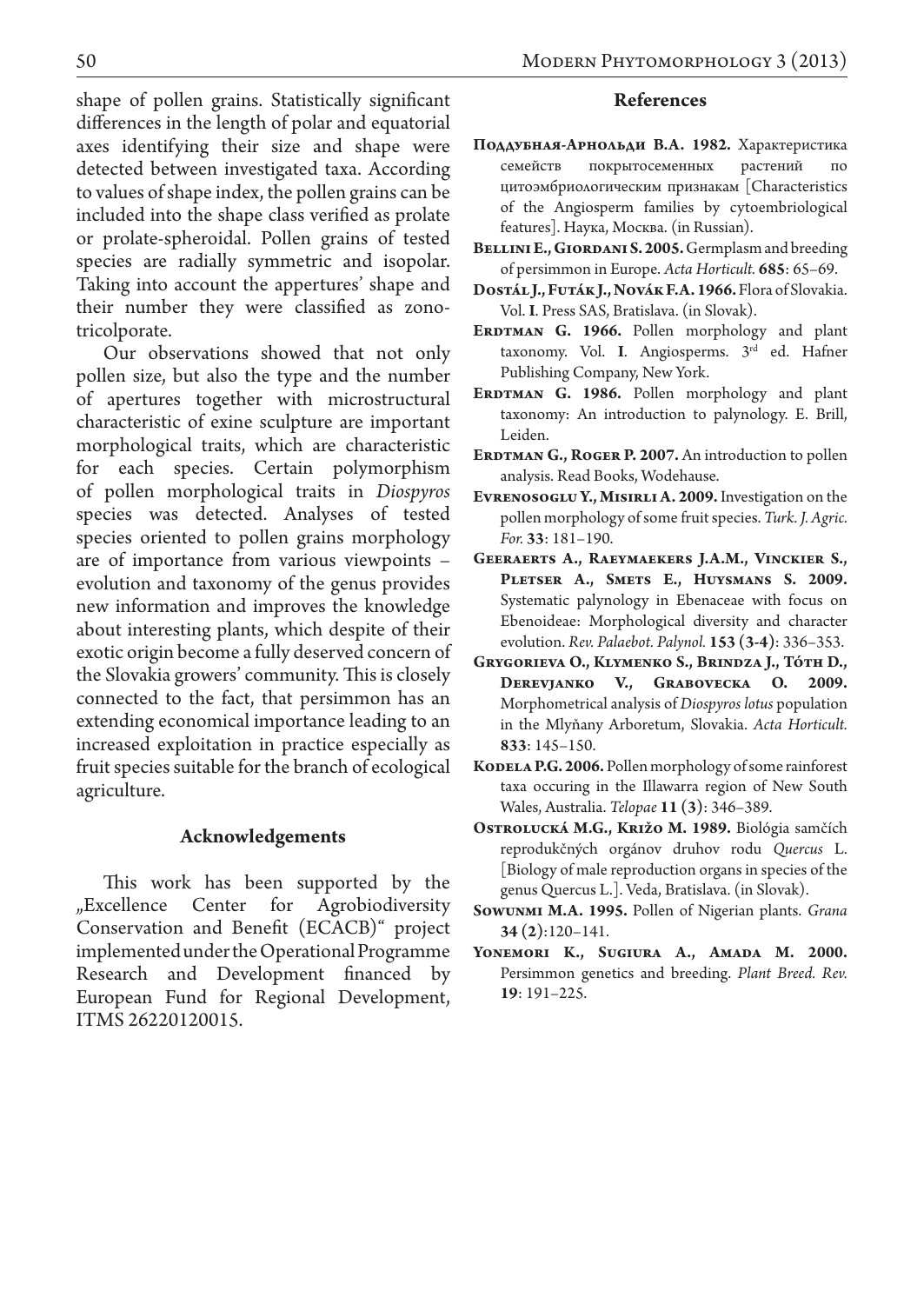shape of pollen grains. Statistically significant differences in the length of polar and equatorial axes identifying their size and shape were detected between investigated taxa. According to values of shape index, the pollen grains can be included into the shape class verified as prolate or prolate-spheroidal. Pollen grains of tested species are radially symmetric and isopolar. Taking into account the appertures' shape and their number they were classified as zono-tricolporate.

Our observations showed that not only pollen size, but also the type and the number of apertures together with microstructural characteristic of exine sculpture are important morphological traits, which are characteristic for each species. Certain polymorphism of pollen morphological traits in *Diospyros* species was detected. Analyses of tested species oriented to pollen grains morphology are of importance from various viewpoints – evolution and taxonomy of the genus provides new information and improves the knowledge about interesting plants, which despite of their exotic origin become a fully deserved concern of the Slovakia growers' community. This is closely connected to the fact, that persimmon has an extending economical importance leading to an increased exploitation in practice especially as fruit species suitable for the branch of ecological agriculture.

## Acknowledgements

This work has been supported by the „Excellence Center for Agrobiodiversity Conservation and Benefit (ECACB)" project implemented under the Operational Programme Research and Development financed by European Fund for Regional Development, ITMS 26220120015.

## References

**Поддубная-Арнольди В.А. 1982.** Характеристика семейств покрытосеменных растений по цитоэмбриологическим признакам [Characteristics of the Angiosperm families by cytoembriological features]. Наука, Москва. (in Russian).

**Bellini E., Giordani S. 2005.** Germplasm and breeding of persimmon in Europe. *Acta Horticult.* **685**: 65–69.

**Dostál J., Futák J., Novák F.A. 1966.** Flora of Slovakia. Vol. **I**. Press SAS, Bratislava. (in Slovak).

**Erdtman G. 1966.** Pollen morphology and plant taxonomy. Vol. **I**. Angiosperms. 3rd ed. Hafner Publishing Company, New York.

**Erdtman G. 1986.** Pollen morphology and plant taxonomy: An introduction to palynology. E. Brill, Leiden.

**Erdtman G., Roger P. 2007.** An introduction to pollen analysis. Read Books, Wodehause.

**Evrenosoglu Y., Misirli A. 2009.** Investigation on the pollen morphology of some fruit species. *Turk. J. Agric. For.* **33**: 181–190.

**Geeraerts A., Raeymaekers J.A.M., Vinckier S., Pletser A., Smets E., Huysmans S. 2009.** Systematic palynology in Ebenaceae with focus on Ebenoideae: Morphological diversity and character evolution. *Rev. Palaebot. Palynol.* **153 (3-4)**: 336–353.

**Grygorieva O., Klymenko S., Brindza J., Tóth D., Derevjanko V., Grabovecka O. 2009.** Morphometrical analysis of *Diospyros lotus* population in the Mlyňany Arboretum, Slovakia. *Acta Horticult.* **833**: 145–150.

**Kodela P.G. 2006.** Pollen morphology of some rainforest taxa occuring in the Illawarra region of New South Wales, Australia. *Telopae* **11 (3)**: 346–389.

**Ostrolucká M.G., Križo M. 1989.** Biológia samčích reprodukčných orgánov druhov rodu *Quercus* L. [Biology of male reproduction organs in species of the genus Quercus L.]. Veda, Bratislava. (in Slovak).

**Sowunmi M.A. 1995.** Pollen of Nigerian plants. *Grana* **34 (2)**:120–141.

**Yonemori K., Sugiura A., Amada M. 2000.** Persimmon genetics and breeding. *Plant Breed. Rev.* **19**: 191–225.